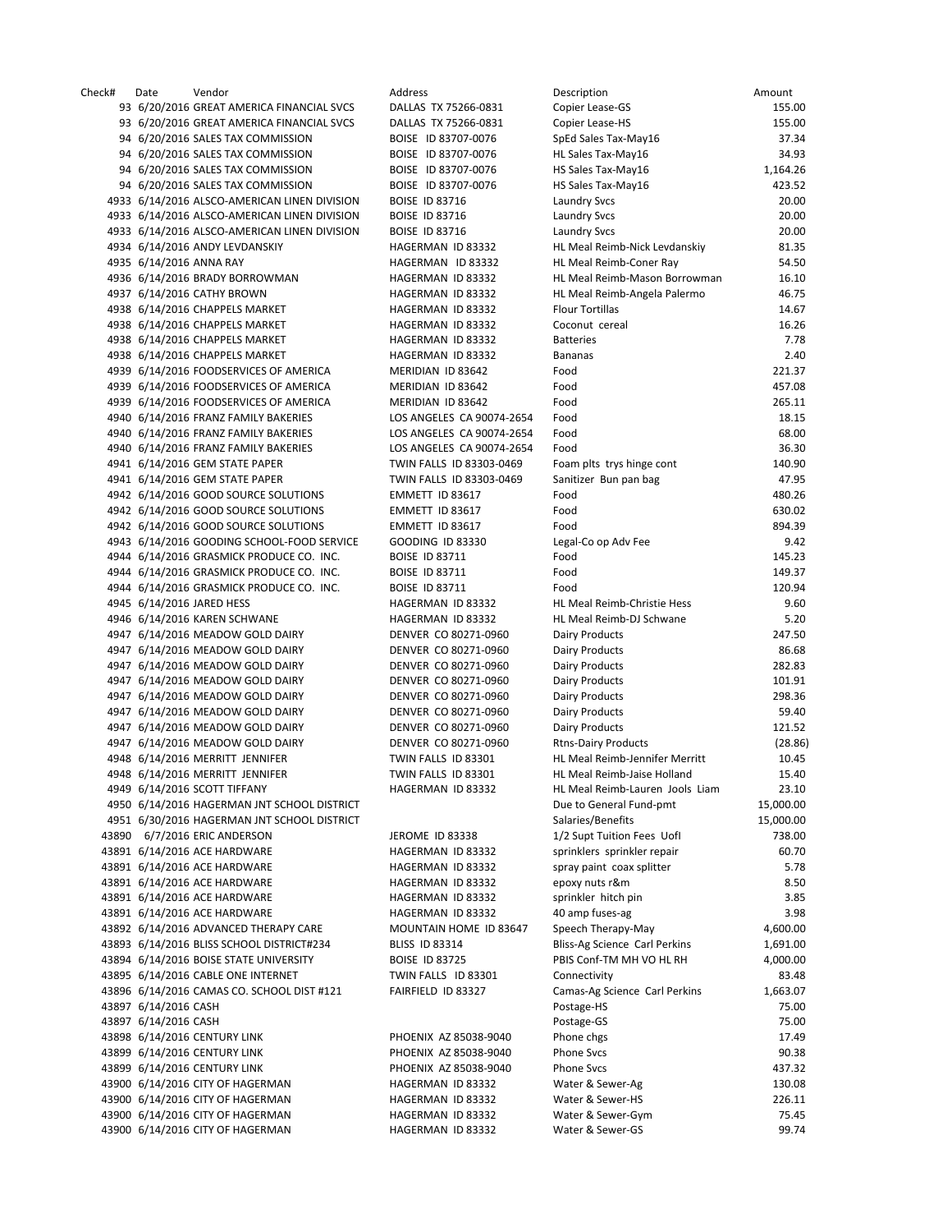| Check# | Date | Vendor | Address | Description | Amount |
|---|---|---|---|---|---|
| 93 | 6/20/2016 | GREAT AMERICA FINANCIAL SVCS | DALLAS TX 75266-0831 | Copier Lease-GS | 155.00 |
| 93 | 6/20/2016 | GREAT AMERICA FINANCIAL SVCS | DALLAS TX 75266-0831 | Copier Lease-HS | 155.00 |
| 94 | 6/20/2016 | SALES TAX COMMISSION | BOISE ID 83707-0076 | SpEd Sales Tax-May16 | 37.34 |
| 94 | 6/20/2016 | SALES TAX COMMISSION | BOISE ID 83707-0076 | HL Sales Tax-May16 | 34.93 |
| 94 | 6/20/2016 | SALES TAX COMMISSION | BOISE ID 83707-0076 | HS Sales Tax-May16 | 1,164.26 |
| 94 | 6/20/2016 | SALES TAX COMMISSION | BOISE ID 83707-0076 | HS Sales Tax-May16 | 423.52 |
| 4933 | 6/14/2016 | ALSCO-AMERICAN LINEN DIVISION | BOISE ID 83716 | Laundry Svcs | 20.00 |
| 4933 | 6/14/2016 | ALSCO-AMERICAN LINEN DIVISION | BOISE ID 83716 | Laundry Svcs | 20.00 |
| 4933 | 6/14/2016 | ALSCO-AMERICAN LINEN DIVISION | BOISE ID 83716 | Laundry Svcs | 20.00 |
| 4934 | 6/14/2016 | ANDY LEVDANSKIY | HAGERMAN ID 83332 | HL Meal Reimb-Nick Levdanskiy | 81.35 |
| 4935 | 6/14/2016 | ANNA RAY | HAGERMAN ID 83332 | HL Meal Reimb-Coner Ray | 54.50 |
| 4936 | 6/14/2016 | BRADY BORROWMAN | HAGERMAN ID 83332 | HL Meal Reimb-Mason Borrowman | 16.10 |
| 4937 | 6/14/2016 | CATHY BROWN | HAGERMAN ID 83332 | HL Meal Reimb-Angela Palermo | 46.75 |
| 4938 | 6/14/2016 | CHAPPELS MARKET | HAGERMAN ID 83332 | Flour Tortillas | 14.67 |
| 4938 | 6/14/2016 | CHAPPELS MARKET | HAGERMAN ID 83332 | Coconut cereal | 16.26 |
| 4938 | 6/14/2016 | CHAPPELS MARKET | HAGERMAN ID 83332 | Batteries | 7.78 |
| 4938 | 6/14/2016 | CHAPPELS MARKET | HAGERMAN ID 83332 | Bananas | 2.40 |
| 4939 | 6/14/2016 | FOODSERVICES OF AMERICA | MERIDIAN ID 83642 | Food | 221.37 |
| 4939 | 6/14/2016 | FOODSERVICES OF AMERICA | MERIDIAN ID 83642 | Food | 457.08 |
| 4939 | 6/14/2016 | FOODSERVICES OF AMERICA | MERIDIAN ID 83642 | Food | 265.11 |
| 4940 | 6/14/2016 | FRANZ FAMILY BAKERIES | LOS ANGELES CA 90074-2654 | Food | 18.15 |
| 4940 | 6/14/2016 | FRANZ FAMILY BAKERIES | LOS ANGELES CA 90074-2654 | Food | 68.00 |
| 4940 | 6/14/2016 | FRANZ FAMILY BAKERIES | LOS ANGELES CA 90074-2654 | Food | 36.30 |
| 4941 | 6/14/2016 | GEM STATE PAPER | TWIN FALLS ID 83303-0469 | Foam plts trys hinge cont | 140.90 |
| 4941 | 6/14/2016 | GEM STATE PAPER | TWIN FALLS ID 83303-0469 | Sanitizer Bun pan bag | 47.95 |
| 4942 | 6/14/2016 | GOOD SOURCE SOLUTIONS | EMMETT ID 83617 | Food | 480.26 |
| 4942 | 6/14/2016 | GOOD SOURCE SOLUTIONS | EMMETT ID 83617 | Food | 630.02 |
| 4942 | 6/14/2016 | GOOD SOURCE SOLUTIONS | EMMETT ID 83617 | Food | 894.39 |
| 4943 | 6/14/2016 | GOODING SCHOOL-FOOD SERVICE | GOODING ID 83330 | Legal-Co op Adv Fee | 9.42 |
| 4944 | 6/14/2016 | GRASMICK PRODUCE CO. INC. | BOISE ID 83711 | Food | 145.23 |
| 4944 | 6/14/2016 | GRASMICK PRODUCE CO. INC. | BOISE ID 83711 | Food | 149.37 |
| 4944 | 6/14/2016 | GRASMICK PRODUCE CO. INC. | BOISE ID 83711 | Food | 120.94 |
| 4945 | 6/14/2016 | JARED HESS | HAGERMAN ID 83332 | HL Meal Reimb-Christie Hess | 9.60 |
| 4946 | 6/14/2016 | KAREN SCHWANE | HAGERMAN ID 83332 | HL Meal Reimb-DJ Schwane | 5.20 |
| 4947 | 6/14/2016 | MEADOW GOLD DAIRY | DENVER CO 80271-0960 | Dairy Products | 247.50 |
| 4947 | 6/14/2016 | MEADOW GOLD DAIRY | DENVER CO 80271-0960 | Dairy Products | 86.68 |
| 4947 | 6/14/2016 | MEADOW GOLD DAIRY | DENVER CO 80271-0960 | Dairy Products | 282.83 |
| 4947 | 6/14/2016 | MEADOW GOLD DAIRY | DENVER CO 80271-0960 | Dairy Products | 101.91 |
| 4947 | 6/14/2016 | MEADOW GOLD DAIRY | DENVER CO 80271-0960 | Dairy Products | 298.36 |
| 4947 | 6/14/2016 | MEADOW GOLD DAIRY | DENVER CO 80271-0960 | Dairy Products | 59.40 |
| 4947 | 6/14/2016 | MEADOW GOLD DAIRY | DENVER CO 80271-0960 | Dairy Products | 121.52 |
| 4947 | 6/14/2016 | MEADOW GOLD DAIRY | DENVER CO 80271-0960 | Rtns-Dairy Products | (28.86) |
| 4948 | 6/14/2016 | MERRITT JENNIFER | TWIN FALLS ID 83301 | HL Meal Reimb-Jennifer Merritt | 10.45 |
| 4948 | 6/14/2016 | MERRITT JENNIFER | TWIN FALLS ID 83301 | HL Meal Reimb-Jaise Holland | 15.40 |
| 4949 | 6/14/2016 | SCOTT TIFFANY | HAGERMAN ID 83332 | HL Meal Reimb-Lauren Jools Liam | 23.10 |
| 4950 | 6/14/2016 | HAGERMAN JNT SCHOOL DISTRICT | | Due to General Fund-pmt | 15,000.00 |
| 4951 | 6/30/2016 | HAGERMAN JNT SCHOOL DISTRICT | | Salaries/Benefits | 15,000.00 |
| 43890 | 6/7/2016 | ERIC ANDERSON | JEROME ID 83338 | 1/2 Supt Tuition Fees UofI | 738.00 |
| 43891 | 6/14/2016 | ACE HARDWARE | HAGERMAN ID 83332 | sprinklers sprinkler repair | 60.70 |
| 43891 | 6/14/2016 | ACE HARDWARE | HAGERMAN ID 83332 | spray paint coax splitter | 5.78 |
| 43891 | 6/14/2016 | ACE HARDWARE | HAGERMAN ID 83332 | epoxy nuts r&m | 8.50 |
| 43891 | 6/14/2016 | ACE HARDWARE | HAGERMAN ID 83332 | sprinkler hitch pin | 3.85 |
| 43891 | 6/14/2016 | ACE HARDWARE | HAGERMAN ID 83332 | 40 amp fuses-ag | 3.98 |
| 43892 | 6/14/2016 | ADVANCED THERAPY CARE | MOUNTAIN HOME ID 83647 | Speech Therapy-May | 4,600.00 |
| 43893 | 6/14/2016 | BLISS SCHOOL DISTRICT#234 | BLISS ID 83314 | Bliss-Ag Science Carl Perkins | 1,691.00 |
| 43894 | 6/14/2016 | BOISE STATE UNIVERSITY | BOISE ID 83725 | PBIS Conf-TM MH VO HL RH | 4,000.00 |
| 43895 | 6/14/2016 | CABLE ONE INTERNET | TWIN FALLS ID 83301 | Connectivity | 83.48 |
| 43896 | 6/14/2016 | CAMAS CO. SCHOOL DIST #121 | FAIRFIELD ID 83327 | Camas-Ag Science Carl Perkins | 1,663.07 |
| 43897 | 6/14/2016 | CASH | | Postage-HS | 75.00 |
| 43897 | 6/14/2016 | CASH | | Postage-GS | 75.00 |
| 43898 | 6/14/2016 | CENTURY LINK | PHOENIX AZ 85038-9040 | Phone chgs | 17.49 |
| 43899 | 6/14/2016 | CENTURY LINK | PHOENIX AZ 85038-9040 | Phone Svcs | 90.38 |
| 43899 | 6/14/2016 | CENTURY LINK | PHOENIX AZ 85038-9040 | Phone Svcs | 437.32 |
| 43900 | 6/14/2016 | CITY OF HAGERMAN | HAGERMAN ID 83332 | Water & Sewer-Ag | 130.08 |
| 43900 | 6/14/2016 | CITY OF HAGERMAN | HAGERMAN ID 83332 | Water & Sewer-HS | 226.11 |
| 43900 | 6/14/2016 | CITY OF HAGERMAN | HAGERMAN ID 83332 | Water & Sewer-Gym | 75.45 |
| 43900 | 6/14/2016 | CITY OF HAGERMAN | HAGERMAN ID 83332 | Water & Sewer-GS | 99.74 |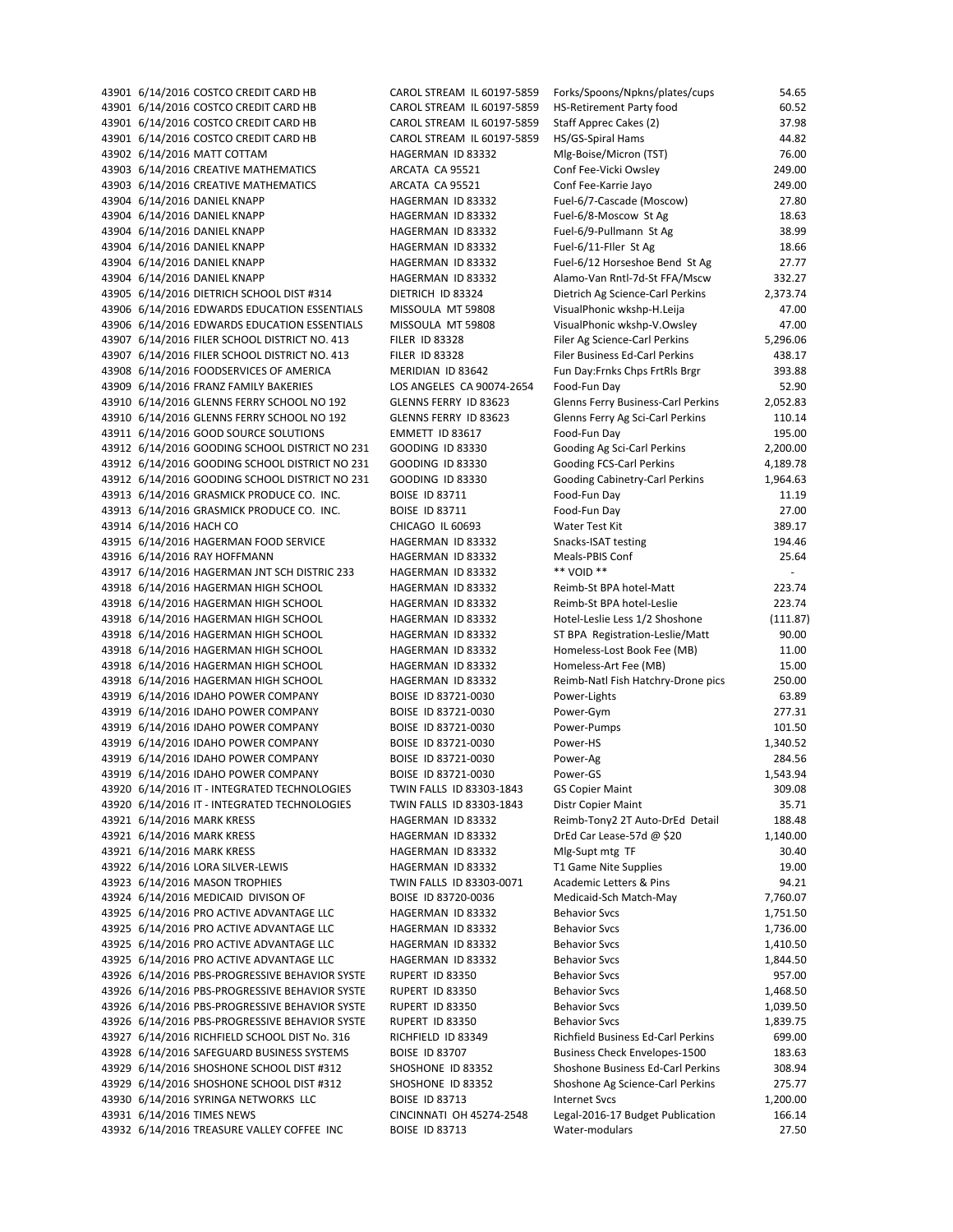| | | | | | |
|---|---|---|---|---|---|
| 43901 | 6/14/2016 | COSTCO CREDIT CARD HB | CAROL STREAM IL 60197-5859 | Forks/Spoons/Npkns/plates/cups | 54.65 |
| 43901 | 6/14/2016 | COSTCO CREDIT CARD HB | CAROL STREAM IL 60197-5859 | HS-Retirement Party food | 60.52 |
| 43901 | 6/14/2016 | COSTCO CREDIT CARD HB | CAROL STREAM IL 60197-5859 | Staff Apprec Cakes (2) | 37.98 |
| 43901 | 6/14/2016 | COSTCO CREDIT CARD HB | CAROL STREAM IL 60197-5859 | HS/GS-Spiral Hams | 44.82 |
| 43902 | 6/14/2016 | MATT COTTAM | HAGERMAN ID 83332 | Mlg-Boise/Micron (TST) | 76.00 |
| 43903 | 6/14/2016 | CREATIVE MATHEMATICS | ARCATA CA 95521 | Conf Fee-Vicki Owsley | 249.00 |
| 43903 | 6/14/2016 | CREATIVE MATHEMATICS | ARCATA CA 95521 | Conf Fee-Karrie Jayo | 249.00 |
| 43904 | 6/14/2016 | DANIEL KNAPP | HAGERMAN ID 83332 | Fuel-6/7-Cascade (Moscow) | 27.80 |
| 43904 | 6/14/2016 | DANIEL KNAPP | HAGERMAN ID 83332 | Fuel-6/8-Moscow St Ag | 18.63 |
| 43904 | 6/14/2016 | DANIEL KNAPP | HAGERMAN ID 83332 | Fuel-6/9-Pullmann St Ag | 38.99 |
| 43904 | 6/14/2016 | DANIEL KNAPP | HAGERMAN ID 83332 | Fuel-6/11-Fller St Ag | 18.66 |
| 43904 | 6/14/2016 | DANIEL KNAPP | HAGERMAN ID 83332 | Fuel-6/12 Horseshoe Bend St Ag | 27.77 |
| 43904 | 6/14/2016 | DANIEL KNAPP | HAGERMAN ID 83332 | Alamo-Van Rntl-7d-St FFA/Mscw | 332.27 |
| 43905 | 6/14/2016 | DIETRICH SCHOOL DIST #314 | DIETRICH ID 83324 | Dietrich Ag Science-Carl Perkins | 2,373.74 |
| 43906 | 6/14/2016 | EDWARDS EDUCATION ESSENTIALS | MISSOULA MT 59808 | VisualPhonic wkshp-H.Leija | 47.00 |
| 43906 | 6/14/2016 | EDWARDS EDUCATION ESSENTIALS | MISSOULA MT 59808 | VisualPhonic wkshp-V.Owsley | 47.00 |
| 43907 | 6/14/2016 | FILER SCHOOL DISTRICT NO. 413 | FILER ID 83328 | Filer Ag Science-Carl Perkins | 5,296.06 |
| 43907 | 6/14/2016 | FILER SCHOOL DISTRICT NO. 413 | FILER ID 83328 | Filer Business Ed-Carl Perkins | 438.17 |
| 43908 | 6/14/2016 | FOODSERVICES OF AMERICA | MERIDIAN ID 83642 | Fun Day:Frnks Chps FrtRls Brgr | 393.88 |
| 43909 | 6/14/2016 | FRANZ FAMILY BAKERIES | LOS ANGELES CA 90074-2654 | Food-Fun Day | 52.90 |
| 43910 | 6/14/2016 | GLENNS FERRY SCHOOL NO 192 | GLENNS FERRY ID 83623 | Glenns Ferry Business-Carl Perkins | 2,052.83 |
| 43910 | 6/14/2016 | GLENNS FERRY SCHOOL NO 192 | GLENNS FERRY ID 83623 | Glenns Ferry Ag Sci-Carl Perkins | 110.14 |
| 43911 | 6/14/2016 | GOOD SOURCE SOLUTIONS | EMMETT ID 83617 | Food-Fun Day | 195.00 |
| 43912 | 6/14/2016 | GOODING SCHOOL DISTRICT NO 231 | GOODING ID 83330 | Gooding Ag Sci-Carl Perkins | 2,200.00 |
| 43912 | 6/14/2016 | GOODING SCHOOL DISTRICT NO 231 | GOODING ID 83330 | Gooding FCS-Carl Perkins | 4,189.78 |
| 43912 | 6/14/2016 | GOODING SCHOOL DISTRICT NO 231 | GOODING ID 83330 | Gooding Cabinetry-Carl Perkins | 1,964.63 |
| 43913 | 6/14/2016 | GRASMICK PRODUCE CO. INC. | BOISE ID 83711 | Food-Fun Day | 11.19 |
| 43913 | 6/14/2016 | GRASMICK PRODUCE CO. INC. | BOISE ID 83711 | Food-Fun Day | 27.00 |
| 43914 | 6/14/2016 | HACH CO | CHICAGO IL 60693 | Water Test Kit | 389.17 |
| 43915 | 6/14/2016 | HAGERMAN FOOD SERVICE | HAGERMAN ID 83332 | Snacks-ISAT testing | 194.46 |
| 43916 | 6/14/2016 | RAY HOFFMANN | HAGERMAN ID 83332 | Meals-PBIS Conf | 25.64 |
| 43917 | 6/14/2016 | HAGERMAN JNT SCH DISTRIC 233 | HAGERMAN ID 83332 | ** VOID ** | - |
| 43918 | 6/14/2016 | HAGERMAN HIGH SCHOOL | HAGERMAN ID 83332 | Reimb-St BPA hotel-Matt | 223.74 |
| 43918 | 6/14/2016 | HAGERMAN HIGH SCHOOL | HAGERMAN ID 83332 | Reimb-St BPA hotel-Leslie | 223.74 |
| 43918 | 6/14/2016 | HAGERMAN HIGH SCHOOL | HAGERMAN ID 83332 | Hotel-Leslie Less 1/2 Shoshone | (111.87) |
| 43918 | 6/14/2016 | HAGERMAN HIGH SCHOOL | HAGERMAN ID 83332 | ST BPA Registration-Leslie/Matt | 90.00 |
| 43918 | 6/14/2016 | HAGERMAN HIGH SCHOOL | HAGERMAN ID 83332 | Homeless-Lost Book Fee (MB) | 11.00 |
| 43918 | 6/14/2016 | HAGERMAN HIGH SCHOOL | HAGERMAN ID 83332 | Homeless-Art Fee (MB) | 15.00 |
| 43918 | 6/14/2016 | HAGERMAN HIGH SCHOOL | HAGERMAN ID 83332 | Reimb-Natl Fish Hatchry-Drone pics | 250.00 |
| 43919 | 6/14/2016 | IDAHO POWER COMPANY | BOISE ID 83721-0030 | Power-Lights | 63.89 |
| 43919 | 6/14/2016 | IDAHO POWER COMPANY | BOISE ID 83721-0030 | Power-Gym | 277.31 |
| 43919 | 6/14/2016 | IDAHO POWER COMPANY | BOISE ID 83721-0030 | Power-Pumps | 101.50 |
| 43919 | 6/14/2016 | IDAHO POWER COMPANY | BOISE ID 83721-0030 | Power-HS | 1,340.52 |
| 43919 | 6/14/2016 | IDAHO POWER COMPANY | BOISE ID 83721-0030 | Power-Ag | 284.56 |
| 43919 | 6/14/2016 | IDAHO POWER COMPANY | BOISE ID 83721-0030 | Power-GS | 1,543.94 |
| 43920 | 6/14/2016 | IT - INTEGRATED TECHNOLOGIES | TWIN FALLS ID 83303-1843 | GS Copier Maint | 309.08 |
| 43920 | 6/14/2016 | IT - INTEGRATED TECHNOLOGIES | TWIN FALLS ID 83303-1843 | Distr Copier Maint | 35.71 |
| 43921 | 6/14/2016 | MARK KRESS | HAGERMAN ID 83332 | Reimb-Tony2 2T Auto-DrEd Detail | 188.48 |
| 43921 | 6/14/2016 | MARK KRESS | HAGERMAN ID 83332 | DrEd Car Lease-57d @ $20 | 1,140.00 |
| 43921 | 6/14/2016 | MARK KRESS | HAGERMAN ID 83332 | Mlg-Supt mtg TF | 30.40 |
| 43922 | 6/14/2016 | LORA SILVER-LEWIS | HAGERMAN ID 83332 | T1 Game Nite Supplies | 19.00 |
| 43923 | 6/14/2016 | MASON TROPHIES | TWIN FALLS ID 83303-0071 | Academic Letters & Pins | 94.21 |
| 43924 | 6/14/2016 | MEDICAID DIVISON OF | BOISE ID 83720-0036 | Medicaid-Sch Match-May | 7,760.07 |
| 43925 | 6/14/2016 | PRO ACTIVE ADVANTAGE LLC | HAGERMAN ID 83332 | Behavior Svcs | 1,751.50 |
| 43925 | 6/14/2016 | PRO ACTIVE ADVANTAGE LLC | HAGERMAN ID 83332 | Behavior Svcs | 1,736.00 |
| 43925 | 6/14/2016 | PRO ACTIVE ADVANTAGE LLC | HAGERMAN ID 83332 | Behavior Svcs | 1,410.50 |
| 43925 | 6/14/2016 | PRO ACTIVE ADVANTAGE LLC | HAGERMAN ID 83332 | Behavior Svcs | 1,844.50 |
| 43926 | 6/14/2016 | PBS-PROGRESSIVE BEHAVIOR SYSTE | RUPERT ID 83350 | Behavior Svcs | 957.00 |
| 43926 | 6/14/2016 | PBS-PROGRESSIVE BEHAVIOR SYSTE | RUPERT ID 83350 | Behavior Svcs | 1,468.50 |
| 43926 | 6/14/2016 | PBS-PROGRESSIVE BEHAVIOR SYSTE | RUPERT ID 83350 | Behavior Svcs | 1,039.50 |
| 43926 | 6/14/2016 | PBS-PROGRESSIVE BEHAVIOR SYSTE | RUPERT ID 83350 | Behavior Svcs | 1,839.75 |
| 43927 | 6/14/2016 | RICHFIELD SCHOOL DIST No. 316 | RICHFIELD ID 83349 | Richfield Business Ed-Carl Perkins | 699.00 |
| 43928 | 6/14/2016 | SAFEGUARD BUSINESS SYSTEMS | BOISE ID 83707 | Business Check Envelopes-1500 | 183.63 |
| 43929 | 6/14/2016 | SHOSHONE SCHOOL DIST #312 | SHOSHONE ID 83352 | Shoshone Business Ed-Carl Perkins | 308.94 |
| 43929 | 6/14/2016 | SHOSHONE SCHOOL DIST #312 | SHOSHONE ID 83352 | Shoshone Ag Science-Carl Perkins | 275.77 |
| 43930 | 6/14/2016 | SYRINGA NETWORKS LLC | BOISE ID 83713 | Internet Svcs | 1,200.00 |
| 43931 | 6/14/2016 | TIMES NEWS | CINCINNATI OH 45274-2548 | Legal-2016-17 Budget Publication | 166.14 |
| 43932 | 6/14/2016 | TREASURE VALLEY COFFEE INC | BOISE ID 83713 | Water-modulars | 27.50 |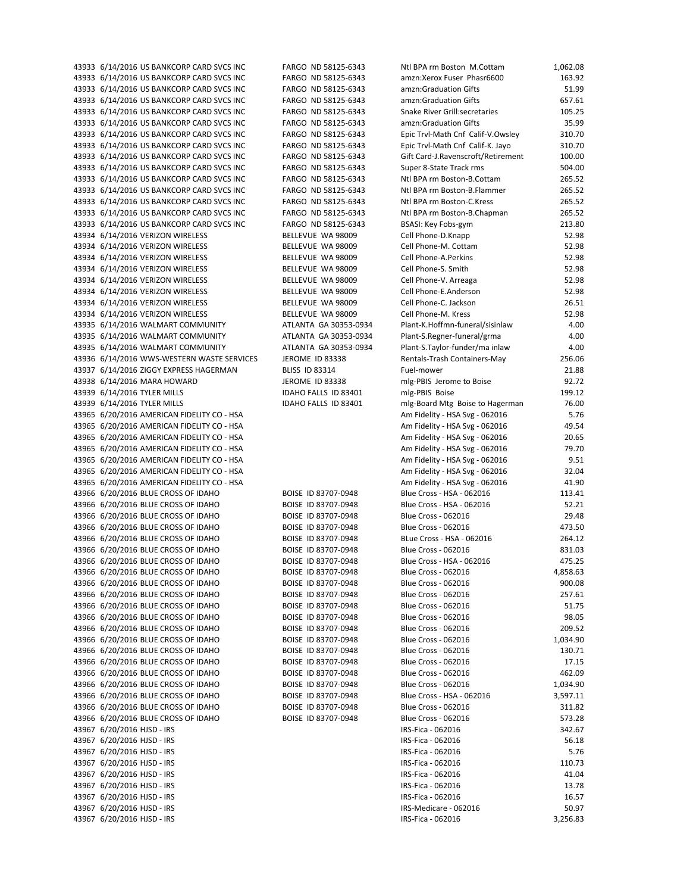| | | | | | |
|---|---|---|---|---|---|
| 43933 | 6/14/2016 | US BANKCORP CARD SVCS INC | FARGO ND 58125-6343 | Ntl BPA rm Boston M.Cottam | 1,062.08 |
| 43933 | 6/14/2016 | US BANKCORP CARD SVCS INC | FARGO ND 58125-6343 | amzn:Xerox Fuser Phasr6600 | 163.92 |
| 43933 | 6/14/2016 | US BANKCORP CARD SVCS INC | FARGO ND 58125-6343 | amzn:Graduation Gifts | 51.99 |
| 43933 | 6/14/2016 | US BANKCORP CARD SVCS INC | FARGO ND 58125-6343 | amzn:Graduation Gifts | 657.61 |
| 43933 | 6/14/2016 | US BANKCORP CARD SVCS INC | FARGO ND 58125-6343 | Snake River Grill:secretaries | 105.25 |
| 43933 | 6/14/2016 | US BANKCORP CARD SVCS INC | FARGO ND 58125-6343 | amzn:Graduation Gifts | 35.99 |
| 43933 | 6/14/2016 | US BANKCORP CARD SVCS INC | FARGO ND 58125-6343 | Epic Trvl-Math Cnf Calif-V.Owsley | 310.70 |
| 43933 | 6/14/2016 | US BANKCORP CARD SVCS INC | FARGO ND 58125-6343 | Epic Trvl-Math Cnf Calif-K. Jayo | 310.70 |
| 43933 | 6/14/2016 | US BANKCORP CARD SVCS INC | FARGO ND 58125-6343 | Gift Card-J.Ravenscroft/Retirement | 100.00 |
| 43933 | 6/14/2016 | US BANKCORP CARD SVCS INC | FARGO ND 58125-6343 | Super 8-State Track rms | 504.00 |
| 43933 | 6/14/2016 | US BANKCORP CARD SVCS INC | FARGO ND 58125-6343 | Ntl BPA rm Boston-B.Cottam | 265.52 |
| 43933 | 6/14/2016 | US BANKCORP CARD SVCS INC | FARGO ND 58125-6343 | Ntl BPA rm Boston-B.Flammer | 265.52 |
| 43933 | 6/14/2016 | US BANKCORP CARD SVCS INC | FARGO ND 58125-6343 | Ntl BPA rm Boston-C.Kress | 265.52 |
| 43933 | 6/14/2016 | US BANKCORP CARD SVCS INC | FARGO ND 58125-6343 | Ntl BPA rm Boston-B.Chapman | 265.52 |
| 43933 | 6/14/2016 | US BANKCORP CARD SVCS INC | FARGO ND 58125-6343 | BSASI: Key Fobs-gym | 213.80 |
| 43934 | 6/14/2016 | VERIZON WIRELESS | BELLEVUE WA 98009 | Cell Phone-D.Knapp | 52.98 |
| 43934 | 6/14/2016 | VERIZON WIRELESS | BELLEVUE WA 98009 | Cell Phone-M. Cottam | 52.98 |
| 43934 | 6/14/2016 | VERIZON WIRELESS | BELLEVUE WA 98009 | Cell Phone-A.Perkins | 52.98 |
| 43934 | 6/14/2016 | VERIZON WIRELESS | BELLEVUE WA 98009 | Cell Phone-S. Smith | 52.98 |
| 43934 | 6/14/2016 | VERIZON WIRELESS | BELLEVUE WA 98009 | Cell Phone-V. Arreaga | 52.98 |
| 43934 | 6/14/2016 | VERIZON WIRELESS | BELLEVUE WA 98009 | Cell Phone-E.Anderson | 52.98 |
| 43934 | 6/14/2016 | VERIZON WIRELESS | BELLEVUE WA 98009 | Cell Phone-C. Jackson | 26.51 |
| 43934 | 6/14/2016 | VERIZON WIRELESS | BELLEVUE WA 98009 | Cell Phone-M. Kress | 52.98 |
| 43935 | 6/14/2016 | WALMART COMMUNITY | ATLANTA GA 30353-0934 | Plant-K.Hoffmn-funeral/sisinlaw | 4.00 |
| 43935 | 6/14/2016 | WALMART COMMUNITY | ATLANTA GA 30353-0934 | Plant-S.Regner-funeral/grma | 4.00 |
| 43935 | 6/14/2016 | WALMART COMMUNITY | ATLANTA GA 30353-0934 | Plant-S.Taylor-funder/ma inlaw | 4.00 |
| 43936 | 6/14/2016 | WWS-WESTERN WASTE SERVICES | JEROME ID 83338 | Rentals-Trash Containers-May | 256.06 |
| 43937 | 6/14/2016 | ZIGGY EXPRESS HAGERMAN | BLISS ID 83314 | Fuel-mower | 21.88 |
| 43938 | 6/14/2016 | MARA HOWARD | JEROME ID 83338 | mlg-PBIS Jerome to Boise | 92.72 |
| 43939 | 6/14/2016 | TYLER MILLS | IDAHO FALLS ID 83401 | mlg-PBIS Boise | 199.12 |
| 43939 | 6/14/2016 | TYLER MILLS | IDAHO FALLS ID 83401 | mlg-Board Mtg Boise to Hagerman | 76.00 |
| 43965 | 6/20/2016 | AMERICAN FIDELITY CO - HSA | | Am Fidelity - HSA Svg - 062016 | 5.76 |
| 43965 | 6/20/2016 | AMERICAN FIDELITY CO - HSA | | Am Fidelity - HSA Svg - 062016 | 49.54 |
| 43965 | 6/20/2016 | AMERICAN FIDELITY CO - HSA | | Am Fidelity - HSA Svg - 062016 | 20.65 |
| 43965 | 6/20/2016 | AMERICAN FIDELITY CO - HSA | | Am Fidelity - HSA Svg - 062016 | 79.70 |
| 43965 | 6/20/2016 | AMERICAN FIDELITY CO - HSA | | Am Fidelity - HSA Svg - 062016 | 9.51 |
| 43965 | 6/20/2016 | AMERICAN FIDELITY CO - HSA | | Am Fidelity - HSA Svg - 062016 | 32.04 |
| 43965 | 6/20/2016 | AMERICAN FIDELITY CO - HSA | | Am Fidelity - HSA Svg - 062016 | 41.90 |
| 43966 | 6/20/2016 | BLUE CROSS OF IDAHO | BOISE ID 83707-0948 | Blue Cross - HSA - 062016 | 113.41 |
| 43966 | 6/20/2016 | BLUE CROSS OF IDAHO | BOISE ID 83707-0948 | Blue Cross - HSA - 062016 | 52.21 |
| 43966 | 6/20/2016 | BLUE CROSS OF IDAHO | BOISE ID 83707-0948 | Blue Cross - 062016 | 29.48 |
| 43966 | 6/20/2016 | BLUE CROSS OF IDAHO | BOISE ID 83707-0948 | Blue Cross - 062016 | 473.50 |
| 43966 | 6/20/2016 | BLUE CROSS OF IDAHO | BOISE ID 83707-0948 | BLue Cross - HSA - 062016 | 264.12 |
| 43966 | 6/20/2016 | BLUE CROSS OF IDAHO | BOISE ID 83707-0948 | Blue Cross - 062016 | 831.03 |
| 43966 | 6/20/2016 | BLUE CROSS OF IDAHO | BOISE ID 83707-0948 | Blue Cross - HSA - 062016 | 475.25 |
| 43966 | 6/20/2016 | BLUE CROSS OF IDAHO | BOISE ID 83707-0948 | Blue Cross - 062016 | 4,858.63 |
| 43966 | 6/20/2016 | BLUE CROSS OF IDAHO | BOISE ID 83707-0948 | Blue Cross - 062016 | 900.08 |
| 43966 | 6/20/2016 | BLUE CROSS OF IDAHO | BOISE ID 83707-0948 | Blue Cross - 062016 | 257.61 |
| 43966 | 6/20/2016 | BLUE CROSS OF IDAHO | BOISE ID 83707-0948 | Blue Cross - 062016 | 51.75 |
| 43966 | 6/20/2016 | BLUE CROSS OF IDAHO | BOISE ID 83707-0948 | Blue Cross - 062016 | 98.05 |
| 43966 | 6/20/2016 | BLUE CROSS OF IDAHO | BOISE ID 83707-0948 | Blue Cross - 062016 | 209.52 |
| 43966 | 6/20/2016 | BLUE CROSS OF IDAHO | BOISE ID 83707-0948 | Blue Cross - 062016 | 1,034.90 |
| 43966 | 6/20/2016 | BLUE CROSS OF IDAHO | BOISE ID 83707-0948 | Blue Cross - 062016 | 130.71 |
| 43966 | 6/20/2016 | BLUE CROSS OF IDAHO | BOISE ID 83707-0948 | Blue Cross - 062016 | 17.15 |
| 43966 | 6/20/2016 | BLUE CROSS OF IDAHO | BOISE ID 83707-0948 | Blue Cross - 062016 | 462.09 |
| 43966 | 6/20/2016 | BLUE CROSS OF IDAHO | BOISE ID 83707-0948 | Blue Cross - 062016 | 1,034.90 |
| 43966 | 6/20/2016 | BLUE CROSS OF IDAHO | BOISE ID 83707-0948 | Blue Cross - HSA - 062016 | 3,597.11 |
| 43966 | 6/20/2016 | BLUE CROSS OF IDAHO | BOISE ID 83707-0948 | Blue Cross - 062016 | 311.82 |
| 43966 | 6/20/2016 | BLUE CROSS OF IDAHO | BOISE ID 83707-0948 | Blue Cross - 062016 | 573.28 |
| 43967 | 6/20/2016 | HJSD - IRS | | IRS-Fica - 062016 | 342.67 |
| 43967 | 6/20/2016 | HJSD - IRS | | IRS-Fica - 062016 | 56.18 |
| 43967 | 6/20/2016 | HJSD - IRS | | IRS-Fica - 062016 | 5.76 |
| 43967 | 6/20/2016 | HJSD - IRS | | IRS-Fica - 062016 | 110.73 |
| 43967 | 6/20/2016 | HJSD - IRS | | IRS-Fica - 062016 | 41.04 |
| 43967 | 6/20/2016 | HJSD - IRS | | IRS-Fica - 062016 | 13.78 |
| 43967 | 6/20/2016 | HJSD - IRS | | IRS-Fica - 062016 | 16.57 |
| 43967 | 6/20/2016 | HJSD - IRS | | IRS-Medicare - 062016 | 50.97 |
| 43967 | 6/20/2016 | HJSD - IRS | | IRS-Fica - 062016 | 3,256.83 |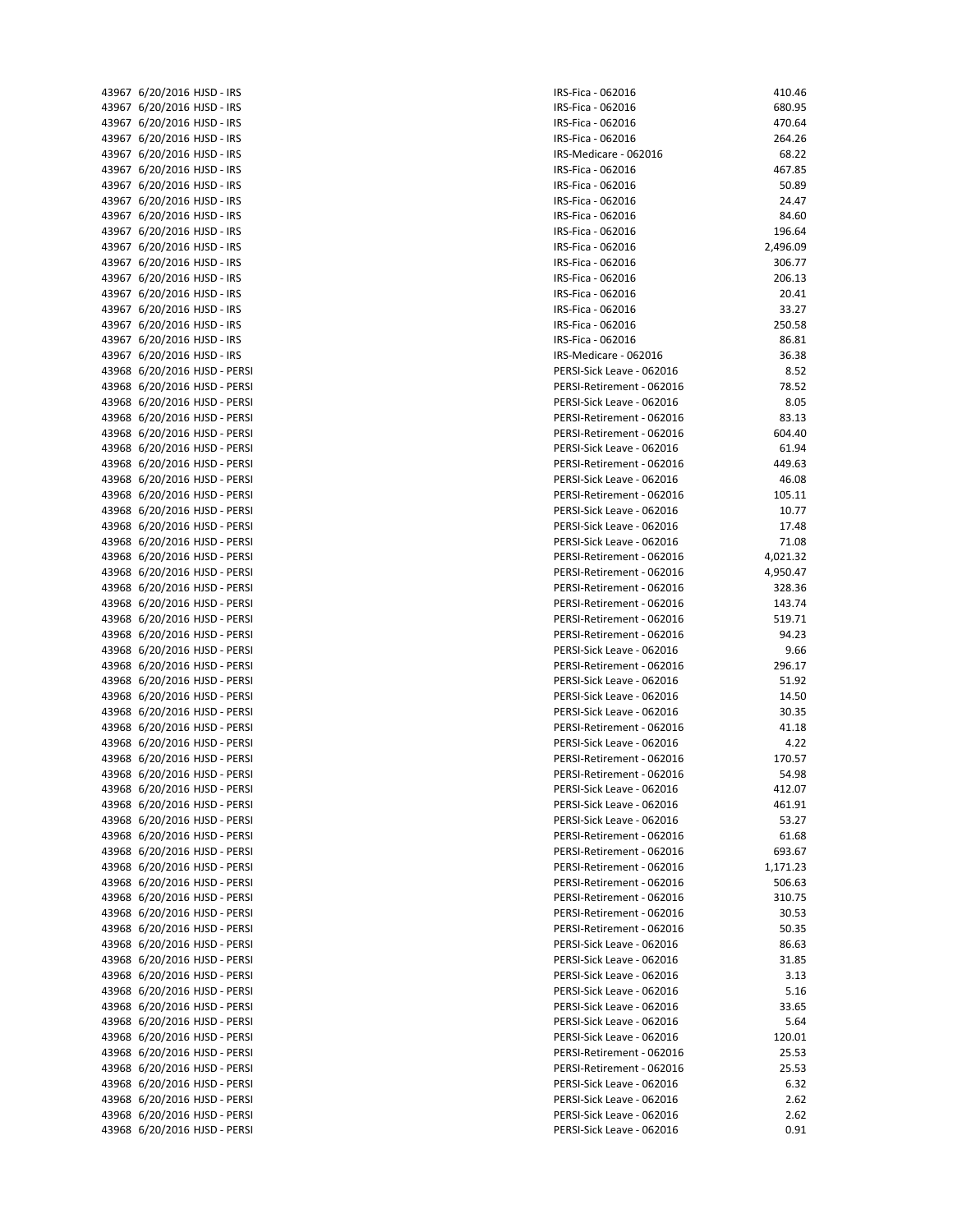| | | | | |
|---|---|---|---|---|
| 43967 | 6/20/2016 | HJSD - IRS | IRS-Fica - 062016 | 410.46 |
| 43967 | 6/20/2016 | HJSD - IRS | IRS-Fica - 062016 | 680.95 |
| 43967 | 6/20/2016 | HJSD - IRS | IRS-Fica - 062016 | 470.64 |
| 43967 | 6/20/2016 | HJSD - IRS | IRS-Fica - 062016 | 264.26 |
| 43967 | 6/20/2016 | HJSD - IRS | IRS-Medicare - 062016 | 68.22 |
| 43967 | 6/20/2016 | HJSD - IRS | IRS-Fica - 062016 | 467.85 |
| 43967 | 6/20/2016 | HJSD - IRS | IRS-Fica - 062016 | 50.89 |
| 43967 | 6/20/2016 | HJSD - IRS | IRS-Fica - 062016 | 24.47 |
| 43967 | 6/20/2016 | HJSD - IRS | IRS-Fica - 062016 | 84.60 |
| 43967 | 6/20/2016 | HJSD - IRS | IRS-Fica - 062016 | 196.64 |
| 43967 | 6/20/2016 | HJSD - IRS | IRS-Fica - 062016 | 2,496.09 |
| 43967 | 6/20/2016 | HJSD - IRS | IRS-Fica - 062016 | 306.77 |
| 43967 | 6/20/2016 | HJSD - IRS | IRS-Fica - 062016 | 206.13 |
| 43967 | 6/20/2016 | HJSD - IRS | IRS-Fica - 062016 | 20.41 |
| 43967 | 6/20/2016 | HJSD - IRS | IRS-Fica - 062016 | 33.27 |
| 43967 | 6/20/2016 | HJSD - IRS | IRS-Fica - 062016 | 250.58 |
| 43967 | 6/20/2016 | HJSD - IRS | IRS-Fica - 062016 | 86.81 |
| 43967 | 6/20/2016 | HJSD - IRS | IRS-Medicare - 062016 | 36.38 |
| 43968 | 6/20/2016 | HJSD - PERSI | PERSI-Sick Leave - 062016 | 8.52 |
| 43968 | 6/20/2016 | HJSD - PERSI | PERSI-Retirement - 062016 | 78.52 |
| 43968 | 6/20/2016 | HJSD - PERSI | PERSI-Sick Leave - 062016 | 8.05 |
| 43968 | 6/20/2016 | HJSD - PERSI | PERSI-Retirement - 062016 | 83.13 |
| 43968 | 6/20/2016 | HJSD - PERSI | PERSI-Retirement - 062016 | 604.40 |
| 43968 | 6/20/2016 | HJSD - PERSI | PERSI-Sick Leave - 062016 | 61.94 |
| 43968 | 6/20/2016 | HJSD - PERSI | PERSI-Retirement - 062016 | 449.63 |
| 43968 | 6/20/2016 | HJSD - PERSI | PERSI-Sick Leave - 062016 | 46.08 |
| 43968 | 6/20/2016 | HJSD - PERSI | PERSI-Retirement - 062016 | 105.11 |
| 43968 | 6/20/2016 | HJSD - PERSI | PERSI-Sick Leave - 062016 | 10.77 |
| 43968 | 6/20/2016 | HJSD - PERSI | PERSI-Sick Leave - 062016 | 17.48 |
| 43968 | 6/20/2016 | HJSD - PERSI | PERSI-Sick Leave - 062016 | 71.08 |
| 43968 | 6/20/2016 | HJSD - PERSI | PERSI-Retirement - 062016 | 4,021.32 |
| 43968 | 6/20/2016 | HJSD - PERSI | PERSI-Retirement - 062016 | 4,950.47 |
| 43968 | 6/20/2016 | HJSD - PERSI | PERSI-Retirement - 062016 | 328.36 |
| 43968 | 6/20/2016 | HJSD - PERSI | PERSI-Retirement - 062016 | 143.74 |
| 43968 | 6/20/2016 | HJSD - PERSI | PERSI-Retirement - 062016 | 519.71 |
| 43968 | 6/20/2016 | HJSD - PERSI | PERSI-Retirement - 062016 | 94.23 |
| 43968 | 6/20/2016 | HJSD - PERSI | PERSI-Sick Leave - 062016 | 9.66 |
| 43968 | 6/20/2016 | HJSD - PERSI | PERSI-Retirement - 062016 | 296.17 |
| 43968 | 6/20/2016 | HJSD - PERSI | PERSI-Sick Leave - 062016 | 51.92 |
| 43968 | 6/20/2016 | HJSD - PERSI | PERSI-Sick Leave - 062016 | 14.50 |
| 43968 | 6/20/2016 | HJSD - PERSI | PERSI-Sick Leave - 062016 | 30.35 |
| 43968 | 6/20/2016 | HJSD - PERSI | PERSI-Retirement - 062016 | 41.18 |
| 43968 | 6/20/2016 | HJSD - PERSI | PERSI-Sick Leave - 062016 | 4.22 |
| 43968 | 6/20/2016 | HJSD - PERSI | PERSI-Retirement - 062016 | 170.57 |
| 43968 | 6/20/2016 | HJSD - PERSI | PERSI-Retirement - 062016 | 54.98 |
| 43968 | 6/20/2016 | HJSD - PERSI | PERSI-Sick Leave - 062016 | 412.07 |
| 43968 | 6/20/2016 | HJSD - PERSI | PERSI-Sick Leave - 062016 | 461.91 |
| 43968 | 6/20/2016 | HJSD - PERSI | PERSI-Sick Leave - 062016 | 53.27 |
| 43968 | 6/20/2016 | HJSD - PERSI | PERSI-Retirement - 062016 | 61.68 |
| 43968 | 6/20/2016 | HJSD - PERSI | PERSI-Retirement - 062016 | 693.67 |
| 43968 | 6/20/2016 | HJSD - PERSI | PERSI-Retirement - 062016 | 1,171.23 |
| 43968 | 6/20/2016 | HJSD - PERSI | PERSI-Retirement - 062016 | 506.63 |
| 43968 | 6/20/2016 | HJSD - PERSI | PERSI-Retirement - 062016 | 310.75 |
| 43968 | 6/20/2016 | HJSD - PERSI | PERSI-Retirement - 062016 | 30.53 |
| 43968 | 6/20/2016 | HJSD - PERSI | PERSI-Retirement - 062016 | 50.35 |
| 43968 | 6/20/2016 | HJSD - PERSI | PERSI-Sick Leave - 062016 | 86.63 |
| 43968 | 6/20/2016 | HJSD - PERSI | PERSI-Sick Leave - 062016 | 31.85 |
| 43968 | 6/20/2016 | HJSD - PERSI | PERSI-Sick Leave - 062016 | 3.13 |
| 43968 | 6/20/2016 | HJSD - PERSI | PERSI-Sick Leave - 062016 | 5.16 |
| 43968 | 6/20/2016 | HJSD - PERSI | PERSI-Sick Leave - 062016 | 33.65 |
| 43968 | 6/20/2016 | HJSD - PERSI | PERSI-Sick Leave - 062016 | 5.64 |
| 43968 | 6/20/2016 | HJSD - PERSI | PERSI-Sick Leave - 062016 | 120.01 |
| 43968 | 6/20/2016 | HJSD - PERSI | PERSI-Retirement - 062016 | 25.53 |
| 43968 | 6/20/2016 | HJSD - PERSI | PERSI-Retirement - 062016 | 25.53 |
| 43968 | 6/20/2016 | HJSD - PERSI | PERSI-Sick Leave - 062016 | 6.32 |
| 43968 | 6/20/2016 | HJSD - PERSI | PERSI-Sick Leave - 062016 | 2.62 |
| 43968 | 6/20/2016 | HJSD - PERSI | PERSI-Sick Leave - 062016 | 2.62 |
| 43968 | 6/20/2016 | HJSD - PERSI | PERSI-Sick Leave - 062016 | 0.91 |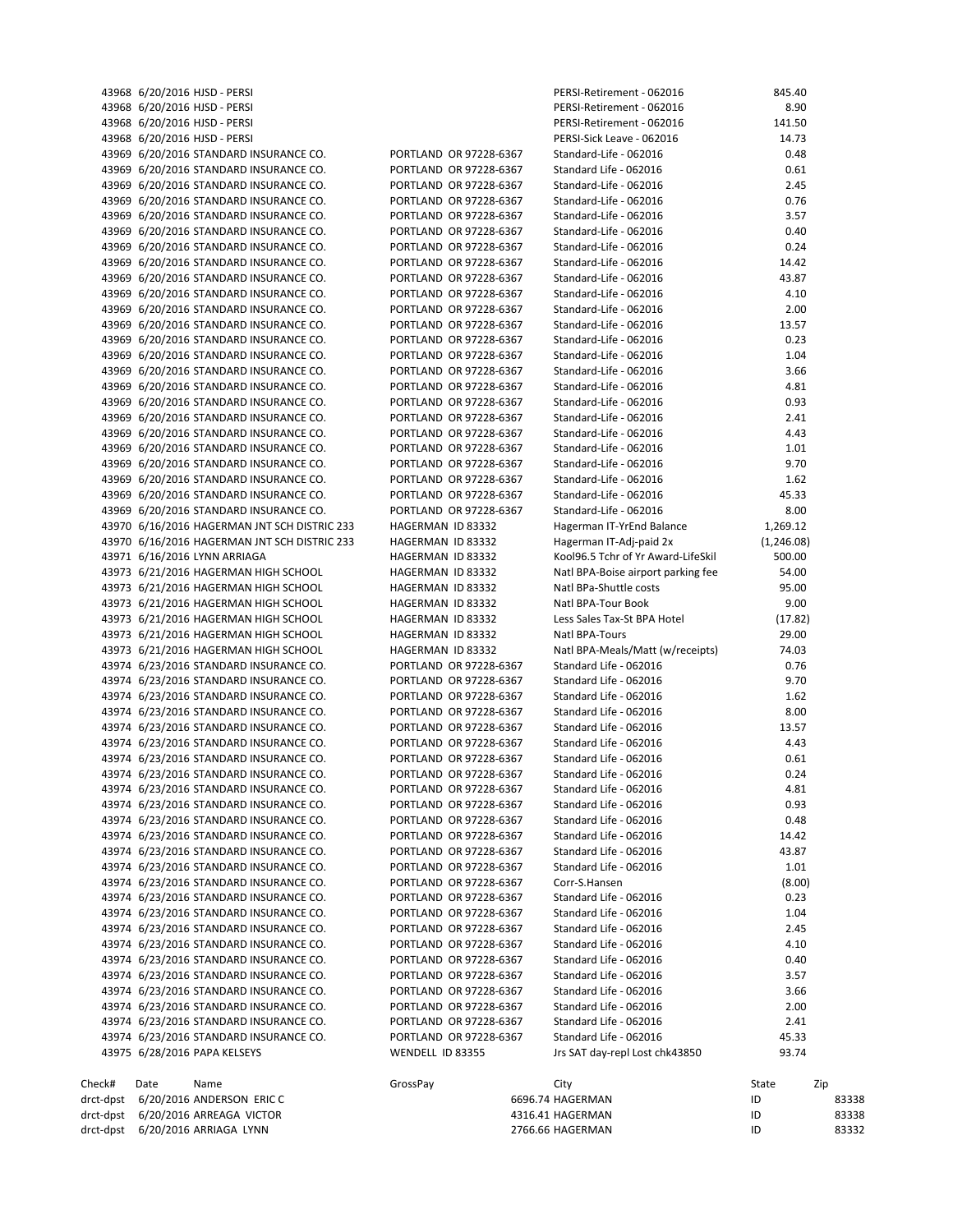| | | | | | |
|---|---|---|---|---|---|
| 43968 | 6/20/2016 | HJSD - PERSI | | PERSI-Retirement - 062016 | 845.40 |
| 43968 | 6/20/2016 | HJSD - PERSI | | PERSI-Retirement - 062016 | 8.90 |
| 43968 | 6/20/2016 | HJSD - PERSI | | PERSI-Retirement - 062016 | 141.50 |
| 43968 | 6/20/2016 | HJSD - PERSI | | PERSI-Sick Leave - 062016 | 14.73 |
| 43969 | 6/20/2016 | STANDARD INSURANCE CO. | PORTLAND OR 97228-6367 | Standard-Life - 062016 | 0.48 |
| 43969 | 6/20/2016 | STANDARD INSURANCE CO. | PORTLAND OR 97228-6367 | Standard-Life - 062016 | 0.61 |
| 43969 | 6/20/2016 | STANDARD INSURANCE CO. | PORTLAND OR 97228-6367 | Standard-Life - 062016 | 2.45 |
| 43969 | 6/20/2016 | STANDARD INSURANCE CO. | PORTLAND OR 97228-6367 | Standard-Life - 062016 | 0.76 |
| 43969 | 6/20/2016 | STANDARD INSURANCE CO. | PORTLAND OR 97228-6367 | Standard-Life - 062016 | 3.57 |
| 43969 | 6/20/2016 | STANDARD INSURANCE CO. | PORTLAND OR 97228-6367 | Standard-Life - 062016 | 0.40 |
| 43969 | 6/20/2016 | STANDARD INSURANCE CO. | PORTLAND OR 97228-6367 | Standard-Life - 062016 | 0.24 |
| 43969 | 6/20/2016 | STANDARD INSURANCE CO. | PORTLAND OR 97228-6367 | Standard-Life - 062016 | 14.42 |
| 43969 | 6/20/2016 | STANDARD INSURANCE CO. | PORTLAND OR 97228-6367 | Standard-Life - 062016 | 43.87 |
| 43969 | 6/20/2016 | STANDARD INSURANCE CO. | PORTLAND OR 97228-6367 | Standard-Life - 062016 | 4.10 |
| 43969 | 6/20/2016 | STANDARD INSURANCE CO. | PORTLAND OR 97228-6367 | Standard-Life - 062016 | 2.00 |
| 43969 | 6/20/2016 | STANDARD INSURANCE CO. | PORTLAND OR 97228-6367 | Standard-Life - 062016 | 13.57 |
| 43969 | 6/20/2016 | STANDARD INSURANCE CO. | PORTLAND OR 97228-6367 | Standard-Life - 062016 | 0.23 |
| 43969 | 6/20/2016 | STANDARD INSURANCE CO. | PORTLAND OR 97228-6367 | Standard-Life - 062016 | 1.04 |
| 43969 | 6/20/2016 | STANDARD INSURANCE CO. | PORTLAND OR 97228-6367 | Standard-Life - 062016 | 3.66 |
| 43969 | 6/20/2016 | STANDARD INSURANCE CO. | PORTLAND OR 97228-6367 | Standard-Life - 062016 | 4.81 |
| 43969 | 6/20/2016 | STANDARD INSURANCE CO. | PORTLAND OR 97228-6367 | Standard-Life - 062016 | 0.93 |
| 43969 | 6/20/2016 | STANDARD INSURANCE CO. | PORTLAND OR 97228-6367 | Standard-Life - 062016 | 2.41 |
| 43969 | 6/20/2016 | STANDARD INSURANCE CO. | PORTLAND OR 97228-6367 | Standard-Life - 062016 | 4.43 |
| 43969 | 6/20/2016 | STANDARD INSURANCE CO. | PORTLAND OR 97228-6367 | Standard-Life - 062016 | 1.01 |
| 43969 | 6/20/2016 | STANDARD INSURANCE CO. | PORTLAND OR 97228-6367 | Standard-Life - 062016 | 9.70 |
| 43969 | 6/20/2016 | STANDARD INSURANCE CO. | PORTLAND OR 97228-6367 | Standard-Life - 062016 | 1.62 |
| 43969 | 6/20/2016 | STANDARD INSURANCE CO. | PORTLAND OR 97228-6367 | Standard-Life - 062016 | 45.33 |
| 43969 | 6/20/2016 | STANDARD INSURANCE CO. | PORTLAND OR 97228-6367 | Standard-Life - 062016 | 8.00 |
| 43970 | 6/16/2016 | HAGERMAN JNT SCH DISTRIC 233 | HAGERMAN ID 83332 | Hagerman IT-YrEnd Balance | 1,269.12 |
| 43970 | 6/16/2016 | HAGERMAN JNT SCH DISTRIC 233 | HAGERMAN ID 83332 | Hagerman IT-Adj-paid 2x | (1,246.08) |
| 43971 | 6/16/2016 | LYNN ARRIAGA | HAGERMAN ID 83332 | Kool96.5 Tchr of Yr Award-LifeSkil | 500.00 |
| 43973 | 6/21/2016 | HAGERMAN HIGH SCHOOL | HAGERMAN ID 83332 | Natl BPA-Boise airport parking fee | 54.00 |
| 43973 | 6/21/2016 | HAGERMAN HIGH SCHOOL | HAGERMAN ID 83332 | Natl BPa-Shuttle costs | 95.00 |
| 43973 | 6/21/2016 | HAGERMAN HIGH SCHOOL | HAGERMAN ID 83332 | Natl BPA-Tour Book | 9.00 |
| 43973 | 6/21/2016 | HAGERMAN HIGH SCHOOL | HAGERMAN ID 83332 | Less Sales Tax-St BPA Hotel | (17.82) |
| 43973 | 6/21/2016 | HAGERMAN HIGH SCHOOL | HAGERMAN ID 83332 | Natl BPA-Tours | 29.00 |
| 43973 | 6/21/2016 | HAGERMAN HIGH SCHOOL | HAGERMAN ID 83332 | Natl BPA-Meals/Matt (w/receipts) | 74.03 |
| 43974 | 6/23/2016 | STANDARD INSURANCE CO. | PORTLAND OR 97228-6367 | Standard Life - 062016 | 0.76 |
| 43974 | 6/23/2016 | STANDARD INSURANCE CO. | PORTLAND OR 97228-6367 | Standard Life - 062016 | 9.70 |
| 43974 | 6/23/2016 | STANDARD INSURANCE CO. | PORTLAND OR 97228-6367 | Standard Life - 062016 | 1.62 |
| 43974 | 6/23/2016 | STANDARD INSURANCE CO. | PORTLAND OR 97228-6367 | Standard Life - 062016 | 8.00 |
| 43974 | 6/23/2016 | STANDARD INSURANCE CO. | PORTLAND OR 97228-6367 | Standard Life - 062016 | 13.57 |
| 43974 | 6/23/2016 | STANDARD INSURANCE CO. | PORTLAND OR 97228-6367 | Standard Life - 062016 | 4.43 |
| 43974 | 6/23/2016 | STANDARD INSURANCE CO. | PORTLAND OR 97228-6367 | Standard Life - 062016 | 0.61 |
| 43974 | 6/23/2016 | STANDARD INSURANCE CO. | PORTLAND OR 97228-6367 | Standard Life - 062016 | 0.24 |
| 43974 | 6/23/2016 | STANDARD INSURANCE CO. | PORTLAND OR 97228-6367 | Standard Life - 062016 | 4.81 |
| 43974 | 6/23/2016 | STANDARD INSURANCE CO. | PORTLAND OR 97228-6367 | Standard Life - 062016 | 0.93 |
| 43974 | 6/23/2016 | STANDARD INSURANCE CO. | PORTLAND OR 97228-6367 | Standard Life - 062016 | 0.48 |
| 43974 | 6/23/2016 | STANDARD INSURANCE CO. | PORTLAND OR 97228-6367 | Standard Life - 062016 | 14.42 |
| 43974 | 6/23/2016 | STANDARD INSURANCE CO. | PORTLAND OR 97228-6367 | Standard Life - 062016 | 43.87 |
| 43974 | 6/23/2016 | STANDARD INSURANCE CO. | PORTLAND OR 97228-6367 | Standard Life - 062016 | 1.01 |
| 43974 | 6/23/2016 | STANDARD INSURANCE CO. | PORTLAND OR 97228-6367 | Corr-S.Hansen | (8.00) |
| 43974 | 6/23/2016 | STANDARD INSURANCE CO. | PORTLAND OR 97228-6367 | Standard Life - 062016 | 0.23 |
| 43974 | 6/23/2016 | STANDARD INSURANCE CO. | PORTLAND OR 97228-6367 | Standard Life - 062016 | 1.04 |
| 43974 | 6/23/2016 | STANDARD INSURANCE CO. | PORTLAND OR 97228-6367 | Standard Life - 062016 | 2.45 |
| 43974 | 6/23/2016 | STANDARD INSURANCE CO. | PORTLAND OR 97228-6367 | Standard Life - 062016 | 4.10 |
| 43974 | 6/23/2016 | STANDARD INSURANCE CO. | PORTLAND OR 97228-6367 | Standard Life - 062016 | 0.40 |
| 43974 | 6/23/2016 | STANDARD INSURANCE CO. | PORTLAND OR 97228-6367 | Standard Life - 062016 | 3.57 |
| 43974 | 6/23/2016 | STANDARD INSURANCE CO. | PORTLAND OR 97228-6367 | Standard Life - 062016 | 3.66 |
| 43974 | 6/23/2016 | STANDARD INSURANCE CO. | PORTLAND OR 97228-6367 | Standard Life - 062016 | 2.00 |
| 43974 | 6/23/2016 | STANDARD INSURANCE CO. | PORTLAND OR 97228-6367 | Standard Life - 062016 | 2.41 |
| 43974 | 6/23/2016 | STANDARD INSURANCE CO. | PORTLAND OR 97228-6367 | Standard Life - 062016 | 45.33 |
| 43975 | 6/28/2016 | PAPA KELSEYS | WENDELL ID 83355 | Jrs SAT day-repl Lost chk43850 | 93.74 |

| Check# | Date | Name | GrossPay | City | State | Zip |
|---|---|---|---|---|---|---|
| drct-dpst | 6/20/2016 | ANDERSON ERIC C | 6696.74 | HAGERMAN | ID | 83338 |
| drct-dpst | 6/20/2016 | ARREAGA VICTOR | 4316.41 | HAGERMAN | ID | 83338 |
| drct-dpst | 6/20/2016 | ARRIAGA LYNN | 2766.66 | HAGERMAN | ID | 83332 |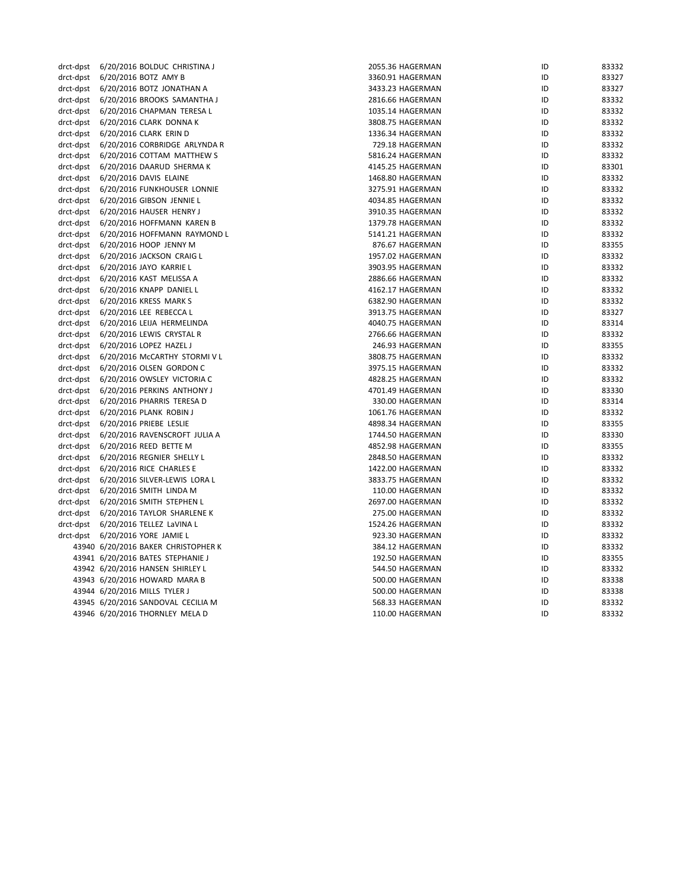| | | | | | | |
|---|---|---|---|---|---|---|
| drct-dpst | 6/20/2016 | BOLDUC CHRISTINA J | 2055.36 | HAGERMAN | ID | 83332 |
| drct-dpst | 6/20/2016 | BOTZ AMY B | 3360.91 | HAGERMAN | ID | 83327 |
| drct-dpst | 6/20/2016 | BOTZ JONATHAN A | 3433.23 | HAGERMAN | ID | 83327 |
| drct-dpst | 6/20/2016 | BROOKS SAMANTHA J | 2816.66 | HAGERMAN | ID | 83332 |
| drct-dpst | 6/20/2016 | CHAPMAN TERESA L | 1035.14 | HAGERMAN | ID | 83332 |
| drct-dpst | 6/20/2016 | CLARK DONNA K | 3808.75 | HAGERMAN | ID | 83332 |
| drct-dpst | 6/20/2016 | CLARK ERIN D | 1336.34 | HAGERMAN | ID | 83332 |
| drct-dpst | 6/20/2016 | CORBRIDGE ARLYNDA R | 729.18 | HAGERMAN | ID | 83332 |
| drct-dpst | 6/20/2016 | COTTAM MATTHEW S | 5816.24 | HAGERMAN | ID | 83332 |
| drct-dpst | 6/20/2016 | DAARUD SHERMA K | 4145.25 | HAGERMAN | ID | 83301 |
| drct-dpst | 6/20/2016 | DAVIS ELAINE | 1468.80 | HAGERMAN | ID | 83332 |
| drct-dpst | 6/20/2016 | FUNKHOUSER LONNIE | 3275.91 | HAGERMAN | ID | 83332 |
| drct-dpst | 6/20/2016 | GIBSON JENNIE L | 4034.85 | HAGERMAN | ID | 83332 |
| drct-dpst | 6/20/2016 | HAUSER HENRY J | 3910.35 | HAGERMAN | ID | 83332 |
| drct-dpst | 6/20/2016 | HOFFMANN KAREN B | 1379.78 | HAGERMAN | ID | 83332 |
| drct-dpst | 6/20/2016 | HOFFMANN RAYMOND L | 5141.21 | HAGERMAN | ID | 83332 |
| drct-dpst | 6/20/2016 | HOOP JENNY M | 876.67 | HAGERMAN | ID | 83355 |
| drct-dpst | 6/20/2016 | JACKSON CRAIG L | 1957.02 | HAGERMAN | ID | 83332 |
| drct-dpst | 6/20/2016 | JAYO KARRIE L | 3903.95 | HAGERMAN | ID | 83332 |
| drct-dpst | 6/20/2016 | KAST MELISSA A | 2886.66 | HAGERMAN | ID | 83332 |
| drct-dpst | 6/20/2016 | KNAPP DANIEL L | 4162.17 | HAGERMAN | ID | 83332 |
| drct-dpst | 6/20/2016 | KRESS MARK S | 6382.90 | HAGERMAN | ID | 83332 |
| drct-dpst | 6/20/2016 | LEE REBECCA L | 3913.75 | HAGERMAN | ID | 83327 |
| drct-dpst | 6/20/2016 | LEIJA HERMELINDA | 4040.75 | HAGERMAN | ID | 83314 |
| drct-dpst | 6/20/2016 | LEWIS CRYSTAL R | 2766.66 | HAGERMAN | ID | 83332 |
| drct-dpst | 6/20/2016 | LOPEZ HAZEL J | 246.93 | HAGERMAN | ID | 83355 |
| drct-dpst | 6/20/2016 | McCARTHY STORMI V L | 3808.75 | HAGERMAN | ID | 83332 |
| drct-dpst | 6/20/2016 | OLSEN GORDON C | 3975.15 | HAGERMAN | ID | 83332 |
| drct-dpst | 6/20/2016 | OWSLEY VICTORIA C | 4828.25 | HAGERMAN | ID | 83332 |
| drct-dpst | 6/20/2016 | PERKINS ANTHONY J | 4701.49 | HAGERMAN | ID | 83330 |
| drct-dpst | 6/20/2016 | PHARRIS TERESA D | 330.00 | HAGERMAN | ID | 83314 |
| drct-dpst | 6/20/2016 | PLANK ROBIN J | 1061.76 | HAGERMAN | ID | 83332 |
| drct-dpst | 6/20/2016 | PRIEBE LESLIE | 4898.34 | HAGERMAN | ID | 83355 |
| drct-dpst | 6/20/2016 | RAVENSCROFT JULIA A | 1744.50 | HAGERMAN | ID | 83330 |
| drct-dpst | 6/20/2016 | REED BETTE M | 4852.98 | HAGERMAN | ID | 83355 |
| drct-dpst | 6/20/2016 | REGNIER SHELLY L | 2848.50 | HAGERMAN | ID | 83332 |
| drct-dpst | 6/20/2016 | RICE CHARLES E | 1422.00 | HAGERMAN | ID | 83332 |
| drct-dpst | 6/20/2016 | SILVER-LEWIS LORA L | 3833.75 | HAGERMAN | ID | 83332 |
| drct-dpst | 6/20/2016 | SMITH LINDA M | 110.00 | HAGERMAN | ID | 83332 |
| drct-dpst | 6/20/2016 | SMITH STEPHEN L | 2697.00 | HAGERMAN | ID | 83332 |
| drct-dpst | 6/20/2016 | TAYLOR SHARLENE K | 275.00 | HAGERMAN | ID | 83332 |
| drct-dpst | 6/20/2016 | TELLEZ LaVINA L | 1524.26 | HAGERMAN | ID | 83332 |
| drct-dpst | 6/20/2016 | YORE JAMIE L | 923.30 | HAGERMAN | ID | 83332 |
| 43940 | 6/20/2016 | BAKER CHRISTOPHER K | 384.12 | HAGERMAN | ID | 83332 |
| 43941 | 6/20/2016 | BATES STEPHANIE J | 192.50 | HAGERMAN | ID | 83355 |
| 43942 | 6/20/2016 | HANSEN SHIRLEY L | 544.50 | HAGERMAN | ID | 83332 |
| 43943 | 6/20/2016 | HOWARD MARA B | 500.00 | HAGERMAN | ID | 83338 |
| 43944 | 6/20/2016 | MILLS TYLER J | 500.00 | HAGERMAN | ID | 83338 |
| 43945 | 6/20/2016 | SANDOVAL CECILIA M | 568.33 | HAGERMAN | ID | 83332 |
| 43946 | 6/20/2016 | THORNLEY MELA D | 110.00 | HAGERMAN | ID | 83332 |